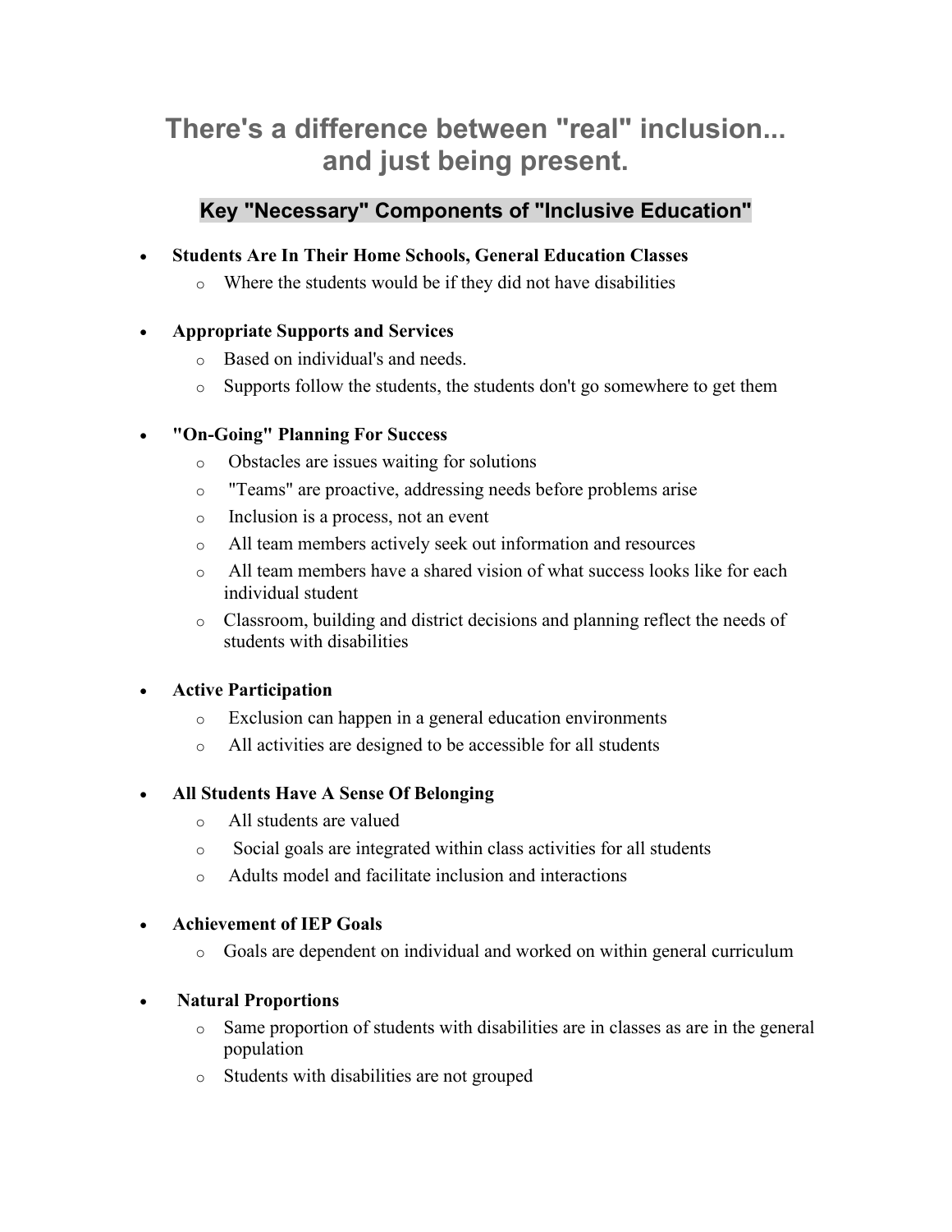# There's a difference between "real" inclusion... and just being present.

## Key "Necessary" Components of "Inclusive Education"

- **Students Are In Their Home Schools, General Education Classes**
  - Where the students would be if they did not have disabilities

- **Appropriate Supports and Services**
  - Based on individual's and needs.
  - Supports follow the students, the students don't go somewhere to get them

- **"On-Going" Planning For Success**
  - Obstacles are issues waiting for solutions
  - "Teams" are proactive, addressing needs before problems arise
  - Inclusion is a process, not an event
  - All team members actively seek out information and resources
  - All team members have a shared vision of what success looks like for each individual student
  - Classroom, building and district decisions and planning reflect the needs of students with disabilities

- **Active Participation**
  - Exclusion can happen in a general education environments
  - All activities are designed to be accessible for all students

- **All Students Have A Sense Of Belonging**
  - All students are valued
  - Social goals are integrated within class activities for all students
  - Adults model and facilitate inclusion and interactions

- **Achievement of IEP Goals**
  - Goals are dependent on individual and worked on within general curriculum

- **Natural Proportions**
  - Same proportion of students with disabilities are in classes as are in the general population
  - Students with disabilities are not grouped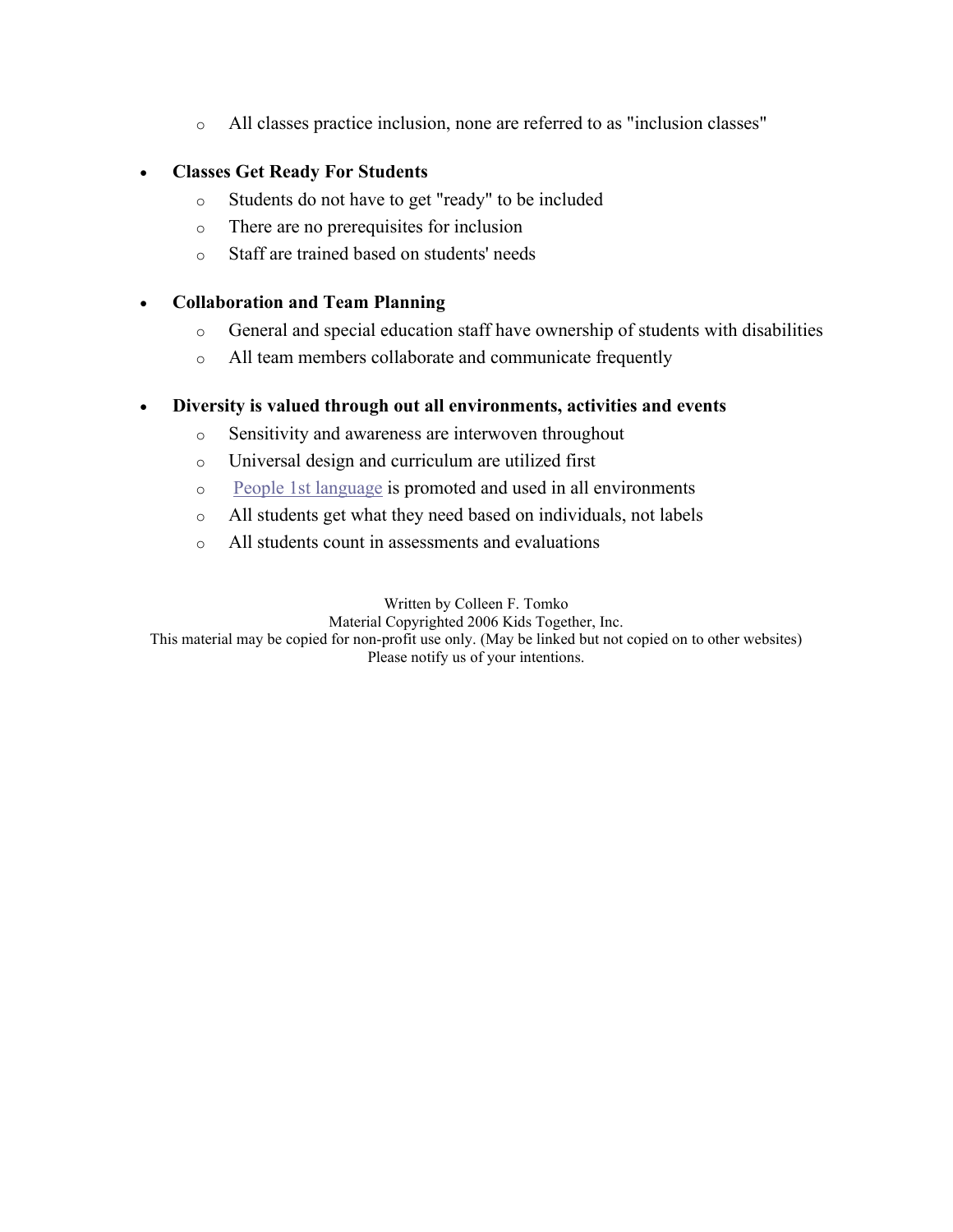- All classes practice inclusion, none are referred to as "inclusion classes"

- **Classes Get Ready For Students**
  - Students do not have to get "ready" to be included
  - There are no prerequisites for inclusion
  - Staff are trained based on students' needs

- **Collaboration and Team Planning**
  - General and special education staff have ownership of students with disabilities
  - All team members collaborate and communicate frequently

- **Diversity is valued through out all environments, activities and events**
  - Sensitivity and awareness are interwoven throughout
  - Universal design and curriculum are utilized first
  - People 1st language is promoted and used in all environments
  - All students get what they need based on individuals, not labels
  - All students count in assessments and evaluations

Written by Colleen F. Tomko
Material Copyrighted 2006 Kids Together, Inc.
This material may be copied for non-profit use only. (May be linked but not copied on to other websites)
Please notify us of your intentions.